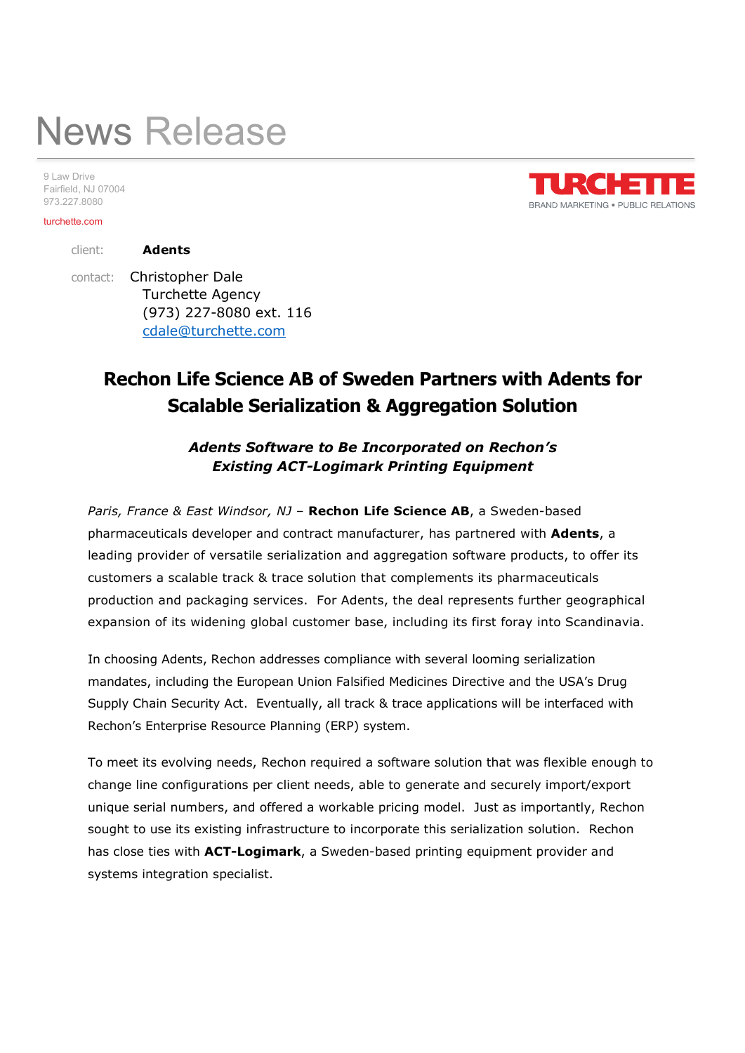# News Release

9 Law Drive
Fairfield, NJ 07004
973.227.8080

turchette.com

TURCHETTE
BRAND MARKETING • PUBLIC RELATIONS

client: **Adents**

contact: Christopher Dale
Turchette Agency
(973) 227-8080 ext. 116
cdale@turchette.com

## Rechon Life Science AB of Sweden Partners with Adents for Scalable Serialization & Aggregation Solution

***Adents Software to Be Incorporated on Rechon's Existing ACT-Logimark Printing Equipment***

*Paris, France & East Windsor, NJ* – **Rechon Life Science AB**, a Sweden-based pharmaceuticals developer and contract manufacturer, has partnered with **Adents**, a leading provider of versatile serialization and aggregation software products, to offer its customers a scalable track & trace solution that complements its pharmaceuticals production and packaging services. For Adents, the deal represents further geographical expansion of its widening global customer base, including its first foray into Scandinavia.

In choosing Adents, Rechon addresses compliance with several looming serialization mandates, including the European Union Falsified Medicines Directive and the USA's Drug Supply Chain Security Act. Eventually, all track & trace applications will be interfaced with Rechon's Enterprise Resource Planning (ERP) system.

To meet its evolving needs, Rechon required a software solution that was flexible enough to change line configurations per client needs, able to generate and securely import/export unique serial numbers, and offered a workable pricing model. Just as importantly, Rechon sought to use its existing infrastructure to incorporate this serialization solution. Rechon has close ties with **ACT-Logimark**, a Sweden-based printing equipment provider and systems integration specialist.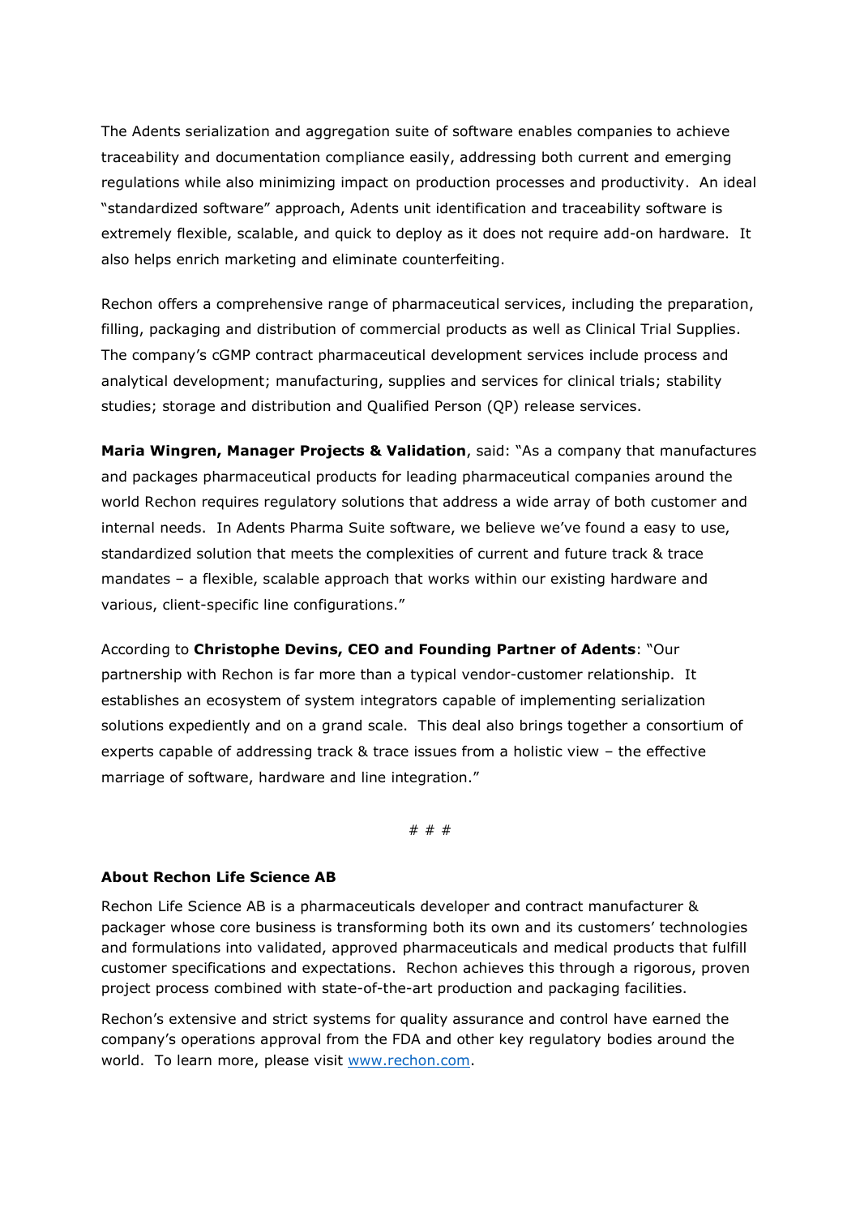The Adents serialization and aggregation suite of software enables companies to achieve traceability and documentation compliance easily, addressing both current and emerging regulations while also minimizing impact on production processes and productivity. An ideal "standardized software" approach, Adents unit identification and traceability software is extremely flexible, scalable, and quick to deploy as it does not require add-on hardware. It also helps enrich marketing and eliminate counterfeiting.

Rechon offers a comprehensive range of pharmaceutical services, including the preparation, filling, packaging and distribution of commercial products as well as Clinical Trial Supplies. The company's cGMP contract pharmaceutical development services include process and analytical development; manufacturing, supplies and services for clinical trials; stability studies; storage and distribution and Qualified Person (QP) release services.

**Maria Wingren, Manager Projects & Validation**, said: "As a company that manufactures and packages pharmaceutical products for leading pharmaceutical companies around the world Rechon requires regulatory solutions that address a wide array of both customer and internal needs. In Adents Pharma Suite software, we believe we've found a easy to use, standardized solution that meets the complexities of current and future track & trace mandates – a flexible, scalable approach that works within our existing hardware and various, client-specific line configurations."

According to **Christophe Devins, CEO and Founding Partner of Adents**: "Our partnership with Rechon is far more than a typical vendor-customer relationship. It establishes an ecosystem of system integrators capable of implementing serialization solutions expediently and on a grand scale. This deal also brings together a consortium of experts capable of addressing track & trace issues from a holistic view – the effective marriage of software, hardware and line integration."

# # #

**About Rechon Life Science AB**

Rechon Life Science AB is a pharmaceuticals developer and contract manufacturer & packager whose core business is transforming both its own and its customers' technologies and formulations into validated, approved pharmaceuticals and medical products that fulfill customer specifications and expectations. Rechon achieves this through a rigorous, proven project process combined with state-of-the-art production and packaging facilities.

Rechon's extensive and strict systems for quality assurance and control have earned the company's operations approval from the FDA and other key regulatory bodies around the world. To learn more, please visit www.rechon.com.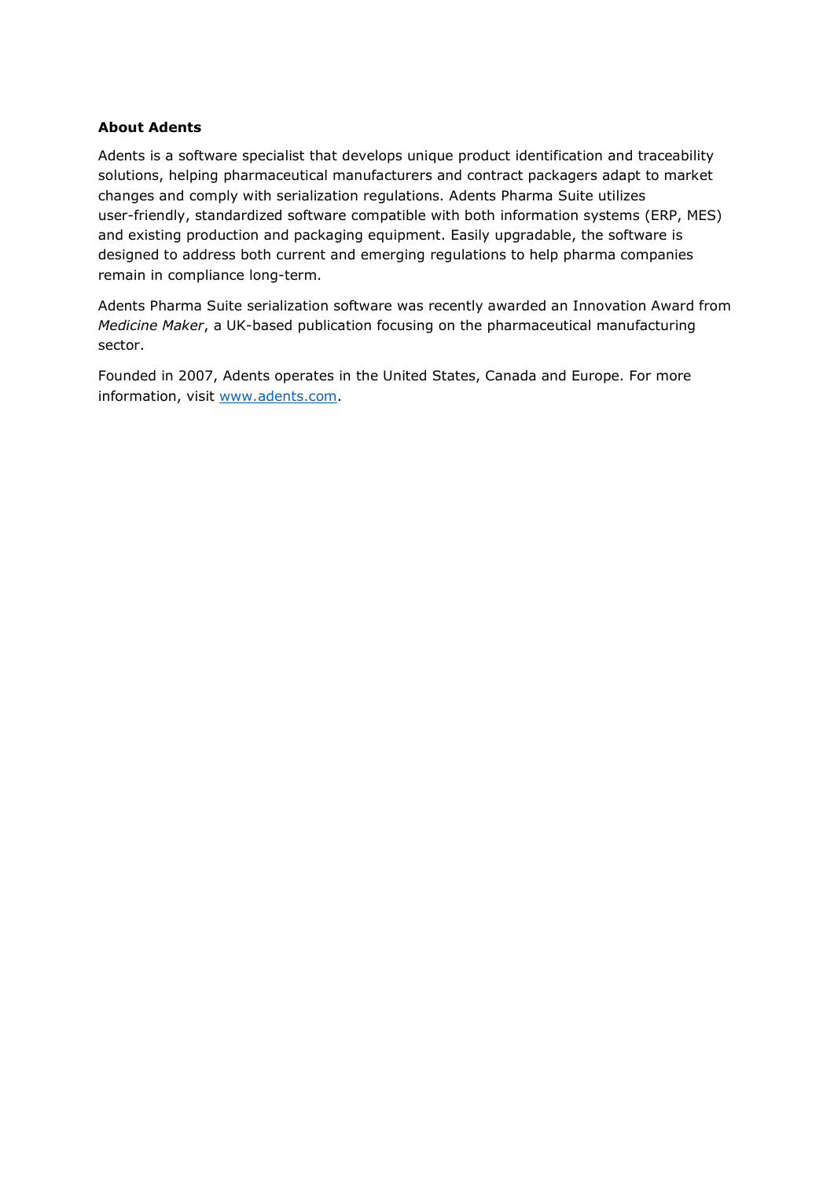**About Adents**

Adents is a software specialist that develops unique product identification and traceability solutions, helping pharmaceutical manufacturers and contract packagers adapt to market changes and comply with serialization regulations. Adents Pharma Suite utilizes user-friendly, standardized software compatible with both information systems (ERP, MES) and existing production and packaging equipment. Easily upgradable, the software is designed to address both current and emerging regulations to help pharma companies remain in compliance long-term.

Adents Pharma Suite serialization software was recently awarded an Innovation Award from *Medicine Maker*, a UK-based publication focusing on the pharmaceutical manufacturing sector.

Founded in 2007, Adents operates in the United States, Canada and Europe. For more information, visit [www.adents.com](http://www.adents.com).